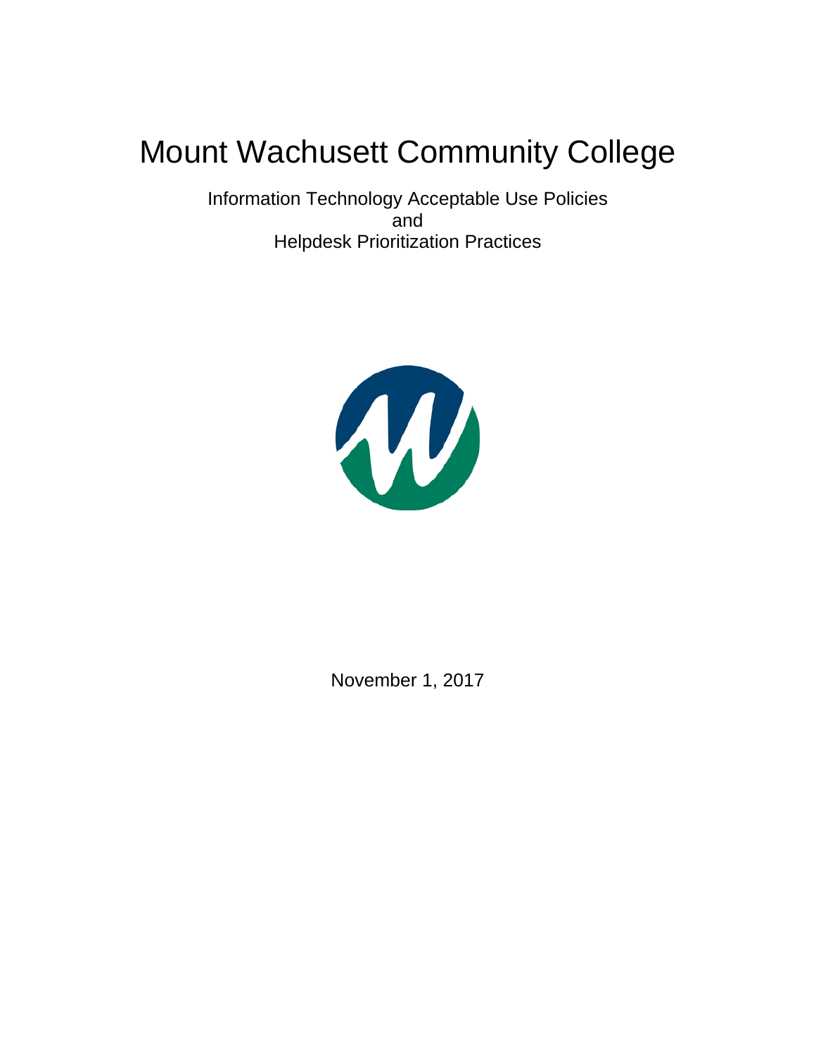# Mount Wachusett Community College

Information Technology Acceptable Use Policies
and
Helpdesk Prioritization Practices

November 1, 2017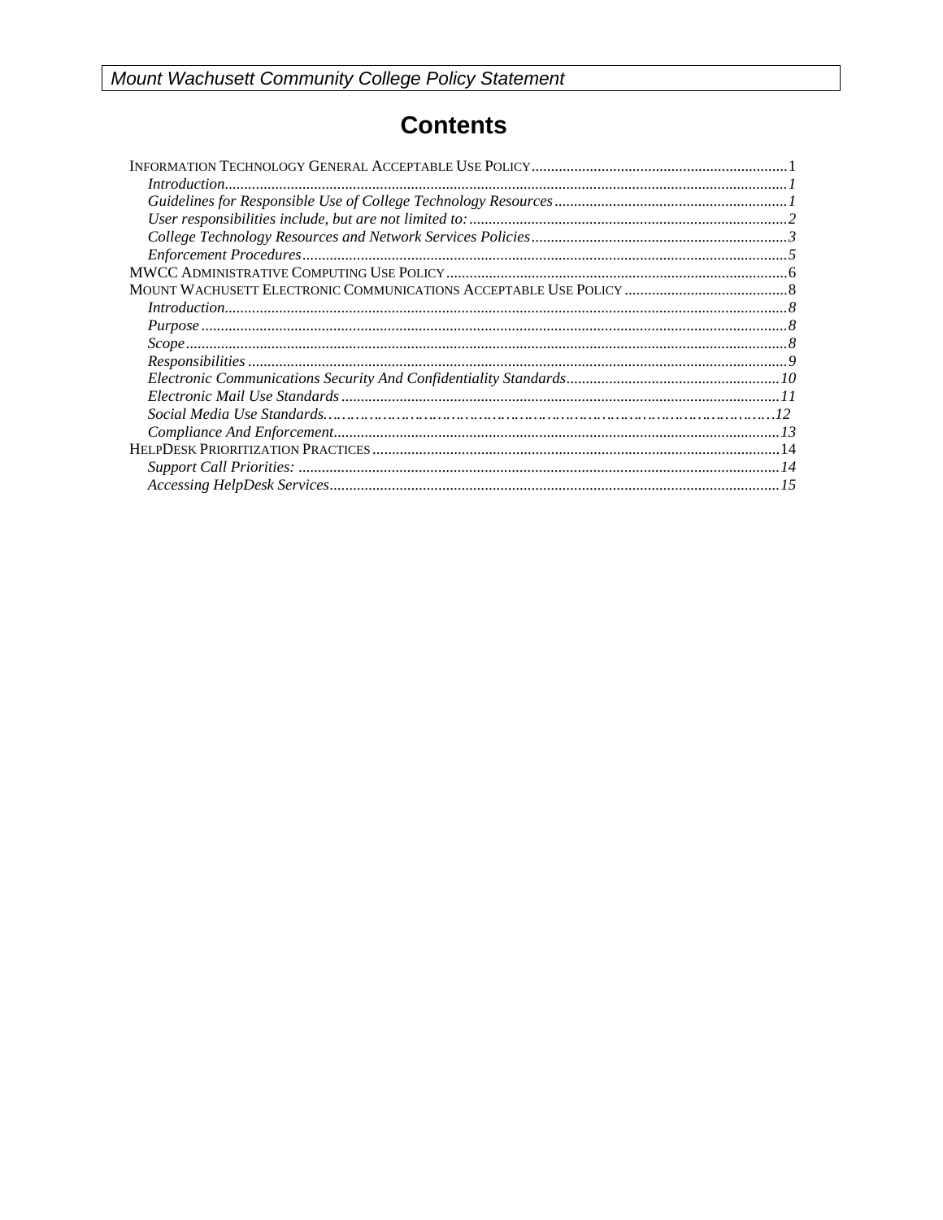# Contents

INFORMATION TECHNOLOGY GENERAL ACCEPTABLE USE POLICY .................................................................1

- *Introduction................................................................................................................................1*
- *Guidelines for Responsible Use of College Technology Resources...........................................................1*
- *User responsibilities include, but are not limited to:.................................................................................2*
- *College Technology Resources and Network Services Policies.................................................................3*
- *Enforcement Procedures............................................................................................................5*

MWCC ADMINISTRATIVE COMPUTING USE POLICY.......................................................................................6

MOUNT WACHUSETT ELECTRONIC COMMUNICATIONS ACCEPTABLE USE POLICY ..........................................8

- *Introduction................................................................................................................................8*
- *Purpose.....................................................................................................................................8*
- *Scope........................................................................................................................................8*
- *Responsibilities.........................................................................................................................9*
- *Electronic Communications Security And Confidentiality Standards......................................................10*
- *Electronic Mail Use Standards...............................................................................................11*
- *Social Media Use Standards………………………………………………………………………………12*
- *Compliance And Enforcement.................................................................................................13*

HELPDESK PRIORITIZATION PRACTICES.......................................................................................................14

- *Support Call Priorities: .........................................................................................................14*
- *Accessing HelpDesk Services..................................................................................................15*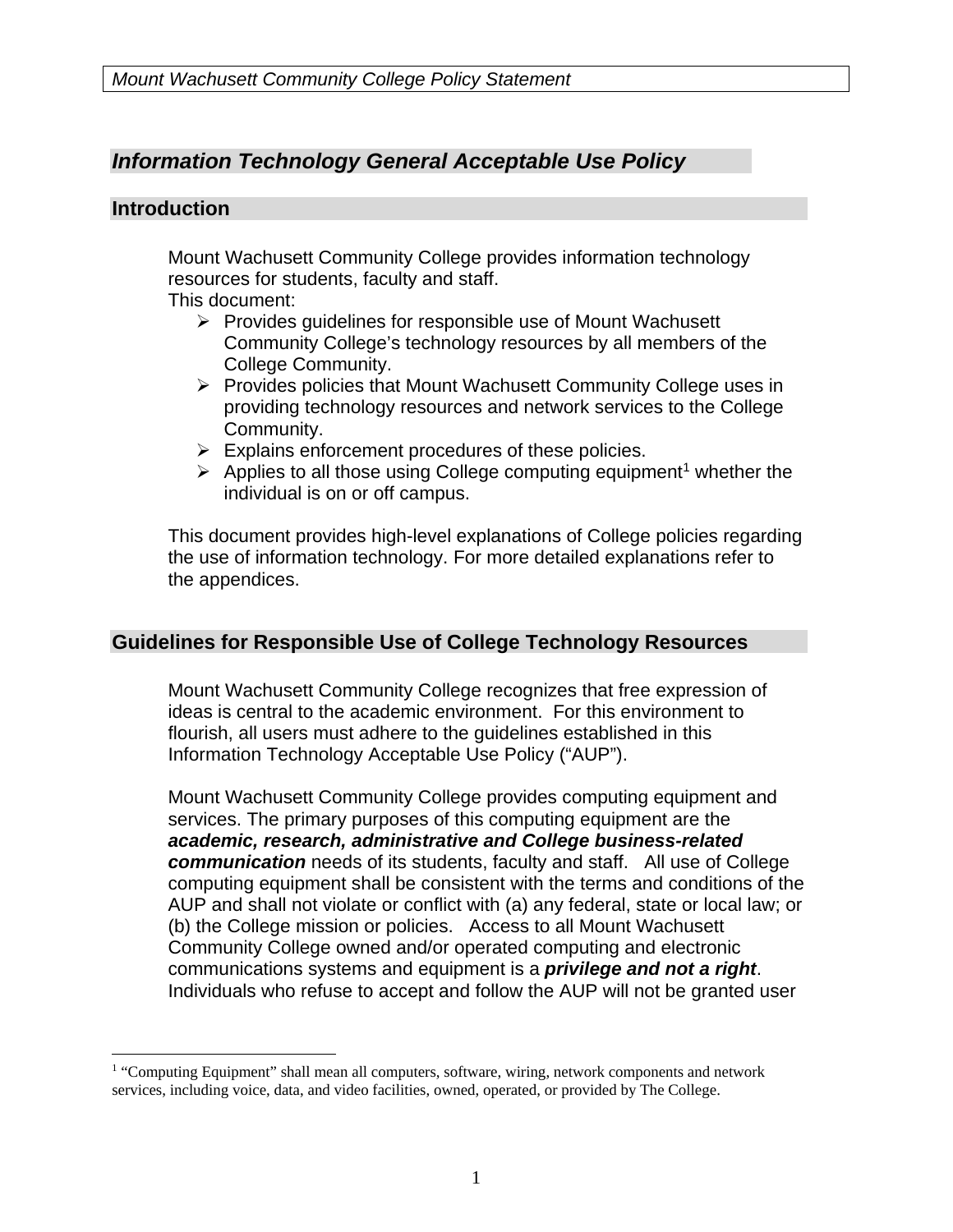*Mount Wachusett Community College Policy Statement*

## *Information Technology General Acceptable Use Policy*

### Introduction

Mount Wachusett Community College provides information technology resources for students, faculty and staff.
This document:

- Provides guidelines for responsible use of Mount Wachusett Community College's technology resources by all members of the College Community.
- Provides policies that Mount Wachusett Community College uses in providing technology resources and network services to the College Community.
- Explains enforcement procedures of these policies.
- Applies to all those using College computing equipment[1] whether the individual is on or off campus.

This document provides high-level explanations of College policies regarding the use of information technology. For more detailed explanations refer to the appendices.

### Guidelines for Responsible Use of College Technology Resources

Mount Wachusett Community College recognizes that free expression of ideas is central to the academic environment. For this environment to flourish, all users must adhere to the guidelines established in this Information Technology Acceptable Use Policy ("AUP").

Mount Wachusett Community College provides computing equipment and services. The primary purposes of this computing equipment are the ***academic, research, administrative and College business-related communication*** needs of its students, faculty and staff. All use of College computing equipment shall be consistent with the terms and conditions of the AUP and shall not violate or conflict with (a) any federal, state or local law; or (b) the College mission or policies. Access to all Mount Wachusett Community College owned and/or operated computing and electronic communications systems and equipment is a ***privilege and not a right***. Individuals who refuse to accept and follow the AUP will not be granted user

[1] "Computing Equipment" shall mean all computers, software, wiring, network components and network services, including voice, data, and video facilities, owned, operated, or provided by The College.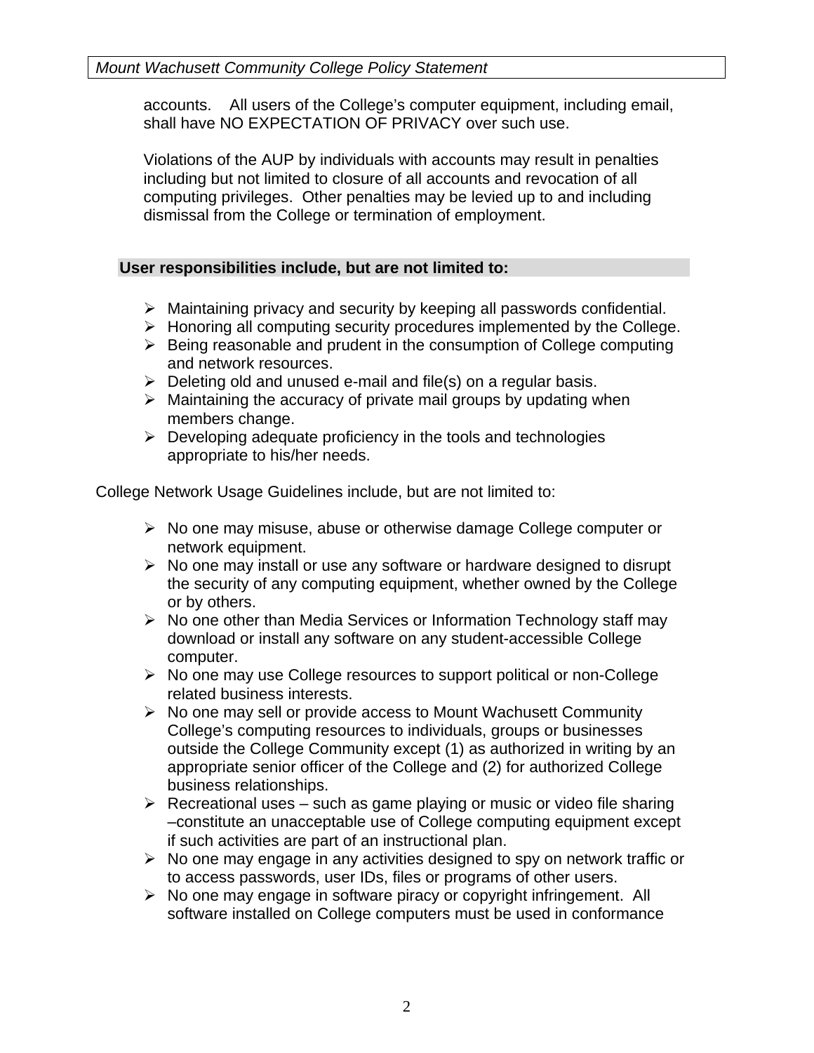accounts.   All users of the College's computer equipment, including email, shall have NO EXPECTATION OF PRIVACY over such use.

Violations of the AUP by individuals with accounts may result in penalties including but not limited to closure of all accounts and revocation of all computing privileges.  Other penalties may be levied up to and including dismissal from the College or termination of employment.

**User responsibilities include, but are not limited to:**

- Maintaining privacy and security by keeping all passwords confidential.
- Honoring all computing security procedures implemented by the College.
- Being reasonable and prudent in the consumption of College computing and network resources.
- Deleting old and unused e-mail and file(s) on a regular basis.
- Maintaining the accuracy of private mail groups by updating when members change.
- Developing adequate proficiency in the tools and technologies appropriate to his/her needs.

College Network Usage Guidelines include, but are not limited to:

- No one may misuse, abuse or otherwise damage College computer or network equipment.
- No one may install or use any software or hardware designed to disrupt the security of any computing equipment, whether owned by the College or by others.
- No one other than Media Services or Information Technology staff may download or install any software on any student-accessible College computer.
- No one may use College resources to support political or non-College related business interests.
- No one may sell or provide access to Mount Wachusett Community College's computing resources to individuals, groups or businesses outside the College Community except (1) as authorized in writing by an appropriate senior officer of the College and (2) for authorized College business relationships.
- Recreational uses – such as game playing or music or video file sharing –constitute an unacceptable use of College computing equipment except if such activities are part of an instructional plan.
- No one may engage in any activities designed to spy on network traffic or to access passwords, user IDs, files or programs of other users.
- No one may engage in software piracy or copyright infringement.  All software installed on College computers must be used in conformance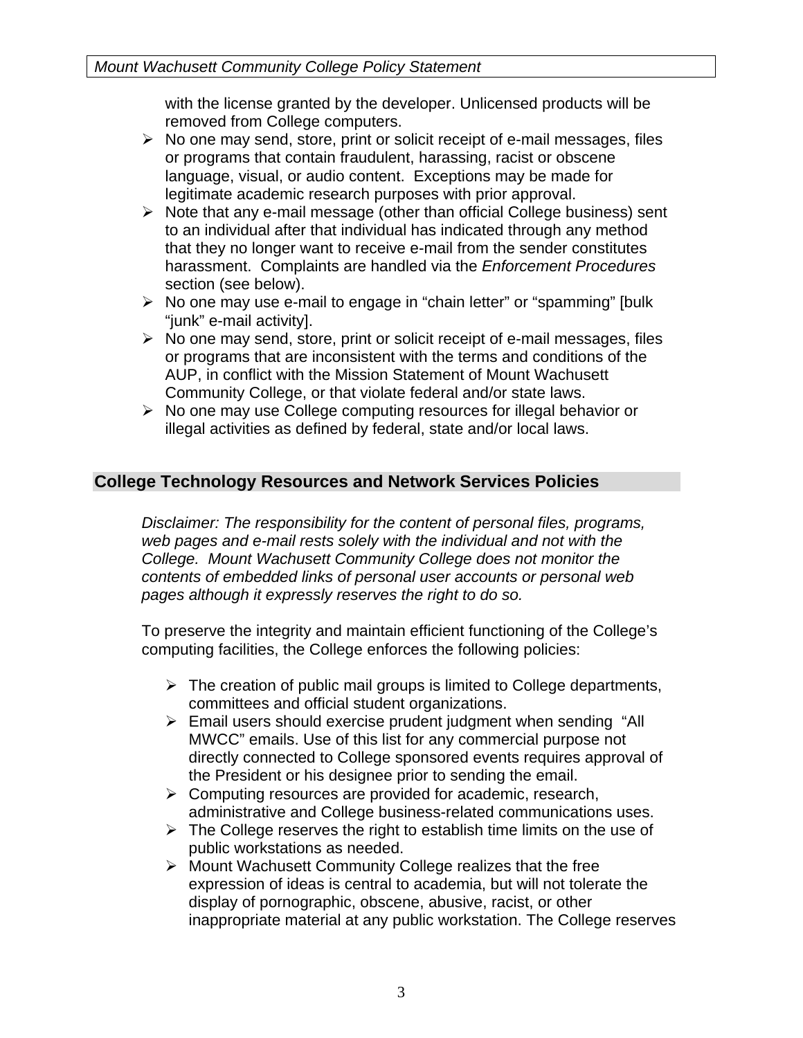with the license granted by the developer. Unlicensed products will be removed from College computers.

- No one may send, store, print or solicit receipt of e-mail messages, files or programs that contain fraudulent, harassing, racist or obscene language, visual, or audio content. Exceptions may be made for legitimate academic research purposes with prior approval.
- Note that any e-mail message (other than official College business) sent to an individual after that individual has indicated through any method that they no longer want to receive e-mail from the sender constitutes harassment. Complaints are handled via the *Enforcement Procedures* section (see below).
- No one may use e-mail to engage in "chain letter" or "spamming" [bulk "junk" e-mail activity].
- No one may send, store, print or solicit receipt of e-mail messages, files or programs that are inconsistent with the terms and conditions of the AUP, in conflict with the Mission Statement of Mount Wachusett Community College, or that violate federal and/or state laws.
- No one may use College computing resources for illegal behavior or illegal activities as defined by federal, state and/or local laws.

## College Technology Resources and Network Services Policies

*Disclaimer: The responsibility for the content of personal files, programs, web pages and e-mail rests solely with the individual and not with the College. Mount Wachusett Community College does not monitor the contents of embedded links of personal user accounts or personal web pages although it expressly reserves the right to do so.*

To preserve the integrity and maintain efficient functioning of the College's computing facilities, the College enforces the following policies:

- The creation of public mail groups is limited to College departments, committees and official student organizations.
- Email users should exercise prudent judgment when sending "All MWCC" emails. Use of this list for any commercial purpose not directly connected to College sponsored events requires approval of the President or his designee prior to sending the email.
- Computing resources are provided for academic, research, administrative and College business-related communications uses.
- The College reserves the right to establish time limits on the use of public workstations as needed.
- Mount Wachusett Community College realizes that the free expression of ideas is central to academia, but will not tolerate the display of pornographic, obscene, abusive, racist, or other inappropriate material at any public workstation. The College reserves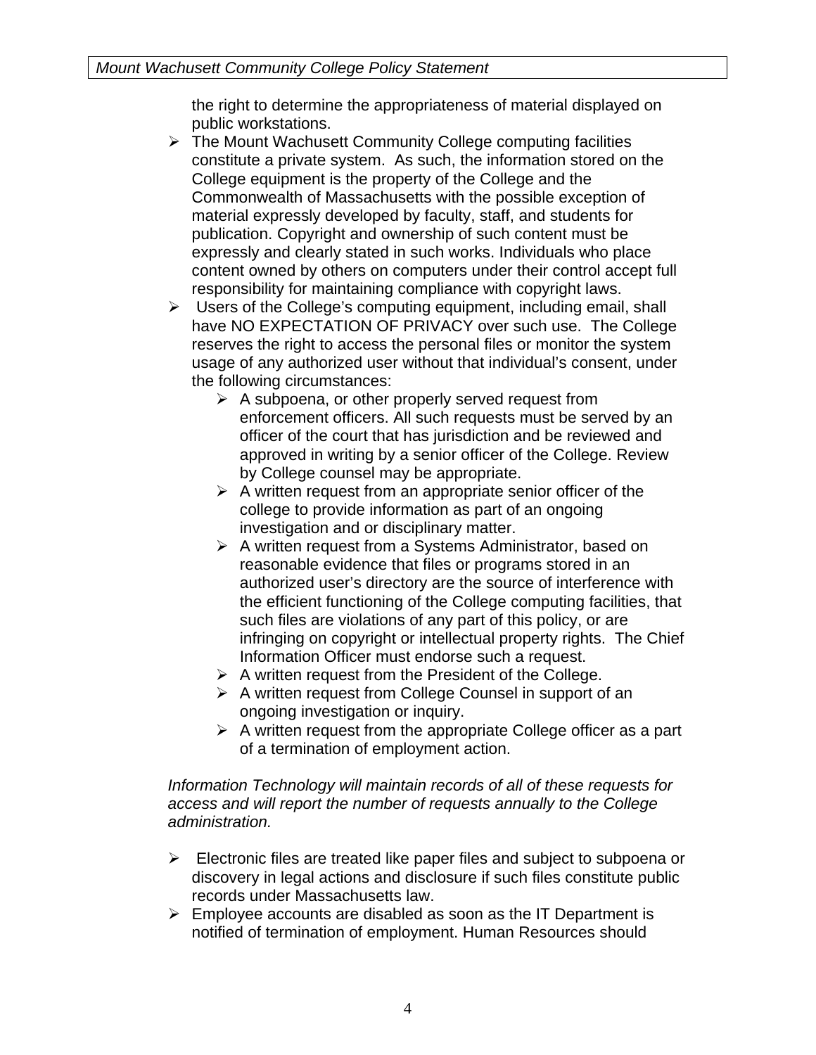the right to determine the appropriateness of material displayed on public workstations.

- The Mount Wachusett Community College computing facilities constitute a private system. As such, the information stored on the College equipment is the property of the College and the Commonwealth of Massachusetts with the possible exception of material expressly developed by faculty, staff, and students for publication. Copyright and ownership of such content must be expressly and clearly stated in such works. Individuals who place content owned by others on computers under their control accept full responsibility for maintaining compliance with copyright laws.
- Users of the College's computing equipment, including email, shall have NO EXPECTATION OF PRIVACY over such use. The College reserves the right to access the personal files or monitor the system usage of any authorized user without that individual's consent, under the following circumstances:
  - A subpoena, or other properly served request from enforcement officers. All such requests must be served by an officer of the court that has jurisdiction and be reviewed and approved in writing by a senior officer of the College. Review by College counsel may be appropriate.
  - A written request from an appropriate senior officer of the college to provide information as part of an ongoing investigation and or disciplinary matter.
  - A written request from a Systems Administrator, based on reasonable evidence that files or programs stored in an authorized user's directory are the source of interference with the efficient functioning of the College computing facilities, that such files are violations of any part of this policy, or are infringing on copyright or intellectual property rights. The Chief Information Officer must endorse such a request.
  - A written request from the President of the College.
  - A written request from College Counsel in support of an ongoing investigation or inquiry.
  - A written request from the appropriate College officer as a part of a termination of employment action.

*Information Technology will maintain records of all of these requests for access and will report the number of requests annually to the College administration.*

- Electronic files are treated like paper files and subject to subpoena or discovery in legal actions and disclosure if such files constitute public records under Massachusetts law.
- Employee accounts are disabled as soon as the IT Department is notified of termination of employment. Human Resources should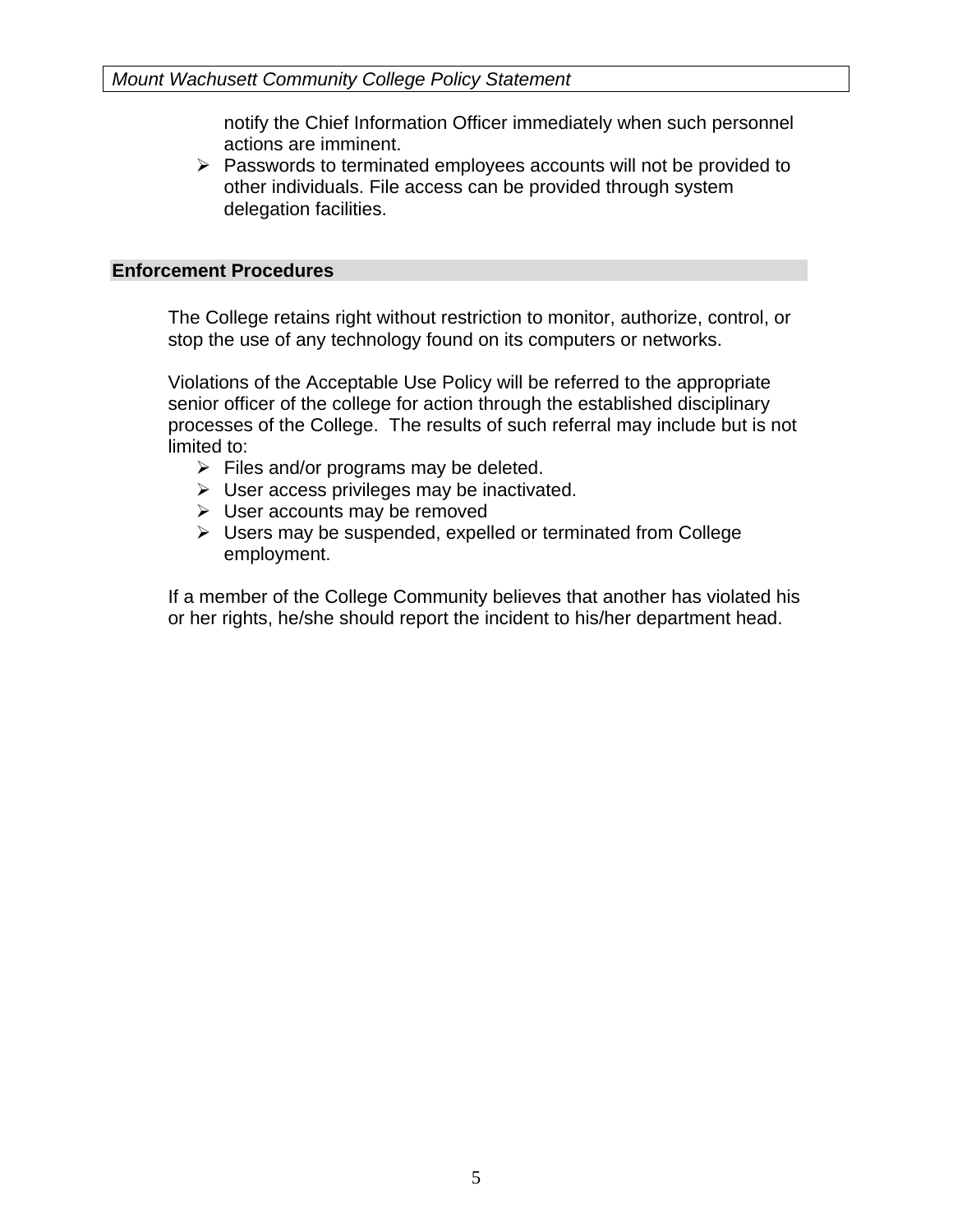notify the Chief Information Officer immediately when such personnel actions are imminent.

- Passwords to terminated employees accounts will not be provided to other individuals. File access can be provided through system delegation facilities.

## Enforcement Procedures

The College retains right without restriction to monitor, authorize, control, or stop the use of any technology found on its computers or networks.

Violations of the Acceptable Use Policy will be referred to the appropriate senior officer of the college for action through the established disciplinary processes of the College. The results of such referral may include but is not limited to:

- Files and/or programs may be deleted.
- User access privileges may be inactivated.
- User accounts may be removed
- Users may be suspended, expelled or terminated from College employment.

If a member of the College Community believes that another has violated his or her rights, he/she should report the incident to his/her department head.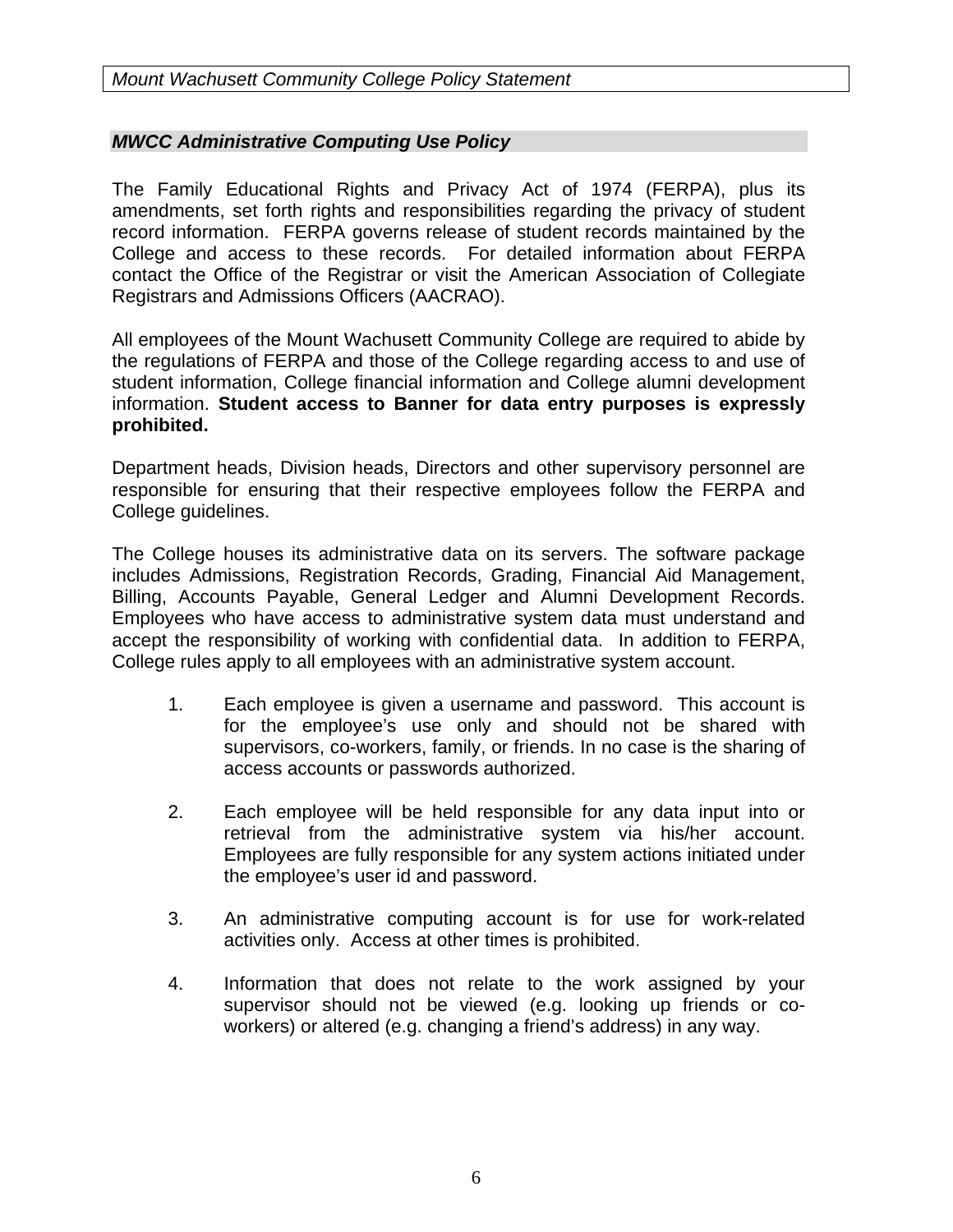## *MWCC Administrative Computing Use Policy*

The Family Educational Rights and Privacy Act of 1974 (FERPA), plus its amendments, set forth rights and responsibilities regarding the privacy of student record information. FERPA governs release of student records maintained by the College and access to these records. For detailed information about FERPA contact the Office of the Registrar or visit the American Association of Collegiate Registrars and Admissions Officers (AACRAO).

All employees of the Mount Wachusett Community College are required to abide by the regulations of FERPA and those of the College regarding access to and use of student information, College financial information and College alumni development information. **Student access to Banner for data entry purposes is expressly prohibited.**

Department heads, Division heads, Directors and other supervisory personnel are responsible for ensuring that their respective employees follow the FERPA and College guidelines.

The College houses its administrative data on its servers. The software package includes Admissions, Registration Records, Grading, Financial Aid Management, Billing, Accounts Payable, General Ledger and Alumni Development Records. Employees who have access to administrative system data must understand and accept the responsibility of working with confidential data. In addition to FERPA, College rules apply to all employees with an administrative system account.

1. Each employee is given a username and password. This account is for the employee's use only and should not be shared with supervisors, co-workers, family, or friends. In no case is the sharing of access accounts or passwords authorized.

2. Each employee will be held responsible for any data input into or retrieval from the administrative system via his/her account. Employees are fully responsible for any system actions initiated under the employee's user id and password.

3. An administrative computing account is for use for work-related activities only. Access at other times is prohibited.

4. Information that does not relate to the work assigned by your supervisor should not be viewed (e.g. looking up friends or co-workers) or altered (e.g. changing a friend's address) in any way.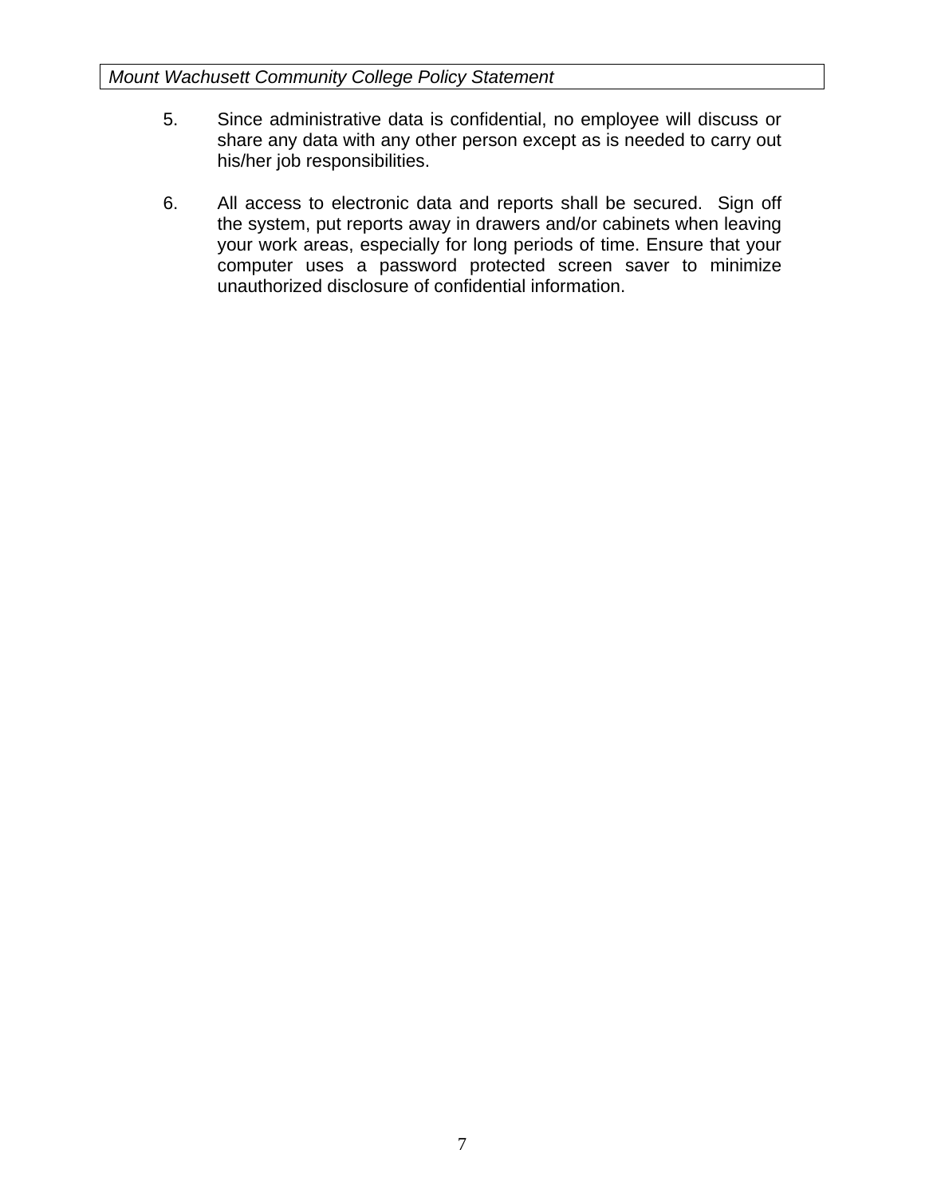5. Since administrative data is confidential, no employee will discuss or share any data with any other person except as is needed to carry out his/her job responsibilities.

6. All access to electronic data and reports shall be secured. Sign off the system, put reports away in drawers and/or cabinets when leaving your work areas, especially for long periods of time. Ensure that your computer uses a password protected screen saver to minimize unauthorized disclosure of confidential information.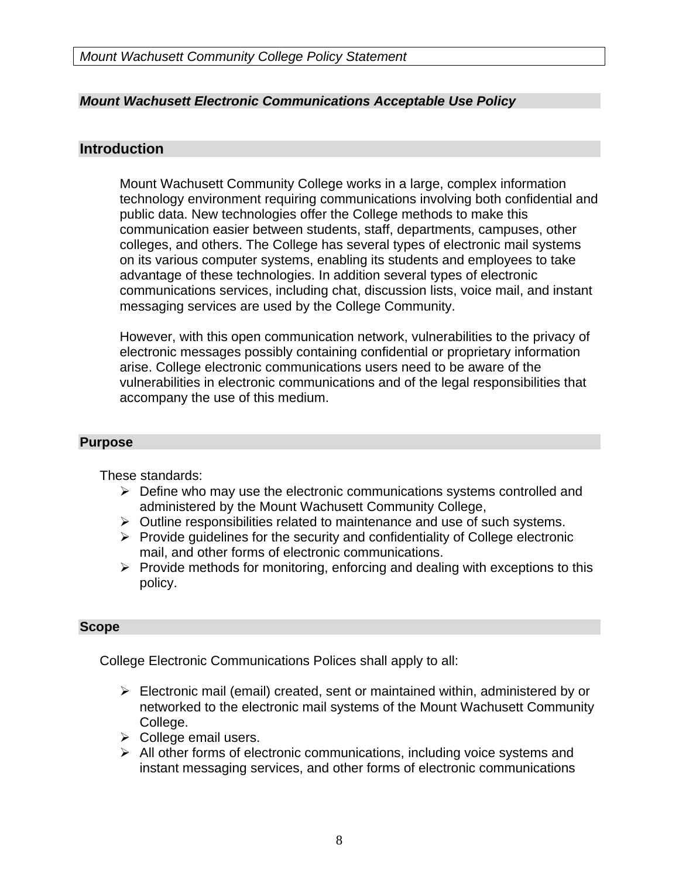*Mount Wachusett Community College Policy Statement*

## *Mount Wachusett Electronic Communications Acceptable Use Policy*

## Introduction

Mount Wachusett Community College works in a large, complex information technology environment requiring communications involving both confidential and public data. New technologies offer the College methods to make this communication easier between students, staff, departments, campuses, other colleges, and others. The College has several types of electronic mail systems on its various computer systems, enabling its students and employees to take advantage of these technologies. In addition several types of electronic communications services, including chat, discussion lists, voice mail, and instant messaging services are used by the College Community.

However, with this open communication network, vulnerabilities to the privacy of electronic messages possibly containing confidential or proprietary information arise. College electronic communications users need to be aware of the vulnerabilities in electronic communications and of the legal responsibilities that accompany the use of this medium.

### Purpose

These standards:

- Define who may use the electronic communications systems controlled and administered by the Mount Wachusett Community College,
- Outline responsibilities related to maintenance and use of such systems.
- Provide guidelines for the security and confidentiality of College electronic mail, and other forms of electronic communications.
- Provide methods for monitoring, enforcing and dealing with exceptions to this policy.

### Scope

College Electronic Communications Polices shall apply to all:

- Electronic mail (email) created, sent or maintained within, administered by or networked to the electronic mail systems of the Mount Wachusett Community College.
- College email users.
- All other forms of electronic communications, including voice systems and instant messaging services, and other forms of electronic communications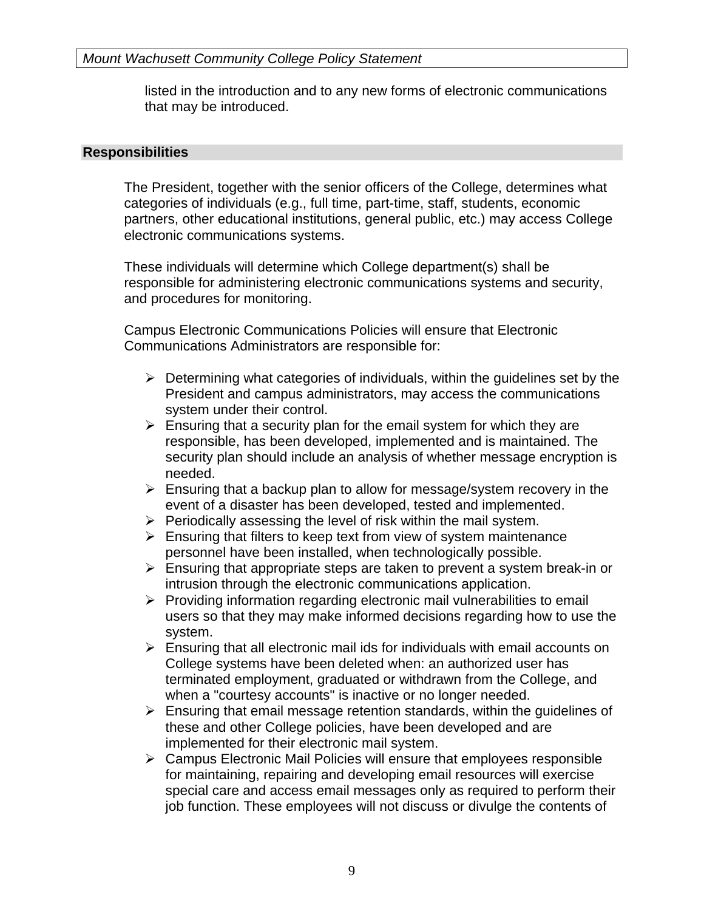listed in the introduction and to any new forms of electronic communications that may be introduced.

## Responsibilities

The President, together with the senior officers of the College, determines what categories of individuals (e.g., full time, part-time, staff, students, economic partners, other educational institutions, general public, etc.) may access College electronic communications systems.

These individuals will determine which College department(s) shall be responsible for administering electronic communications systems and security, and procedures for monitoring.

Campus Electronic Communications Policies will ensure that Electronic Communications Administrators are responsible for:

- Determining what categories of individuals, within the guidelines set by the President and campus administrators, may access the communications system under their control.
- Ensuring that a security plan for the email system for which they are responsible, has been developed, implemented and is maintained. The security plan should include an analysis of whether message encryption is needed.
- Ensuring that a backup plan to allow for message/system recovery in the event of a disaster has been developed, tested and implemented.
- Periodically assessing the level of risk within the mail system.
- Ensuring that filters to keep text from view of system maintenance personnel have been installed, when technologically possible.
- Ensuring that appropriate steps are taken to prevent a system break-in or intrusion through the electronic communications application.
- Providing information regarding electronic mail vulnerabilities to email users so that they may make informed decisions regarding how to use the system.
- Ensuring that all electronic mail ids for individuals with email accounts on College systems have been deleted when: an authorized user has terminated employment, graduated or withdrawn from the College, and when a "courtesy accounts" is inactive or no longer needed.
- Ensuring that email message retention standards, within the guidelines of these and other College policies, have been developed and are implemented for their electronic mail system.
- Campus Electronic Mail Policies will ensure that employees responsible for maintaining, repairing and developing email resources will exercise special care and access email messages only as required to perform their job function. These employees will not discuss or divulge the contents of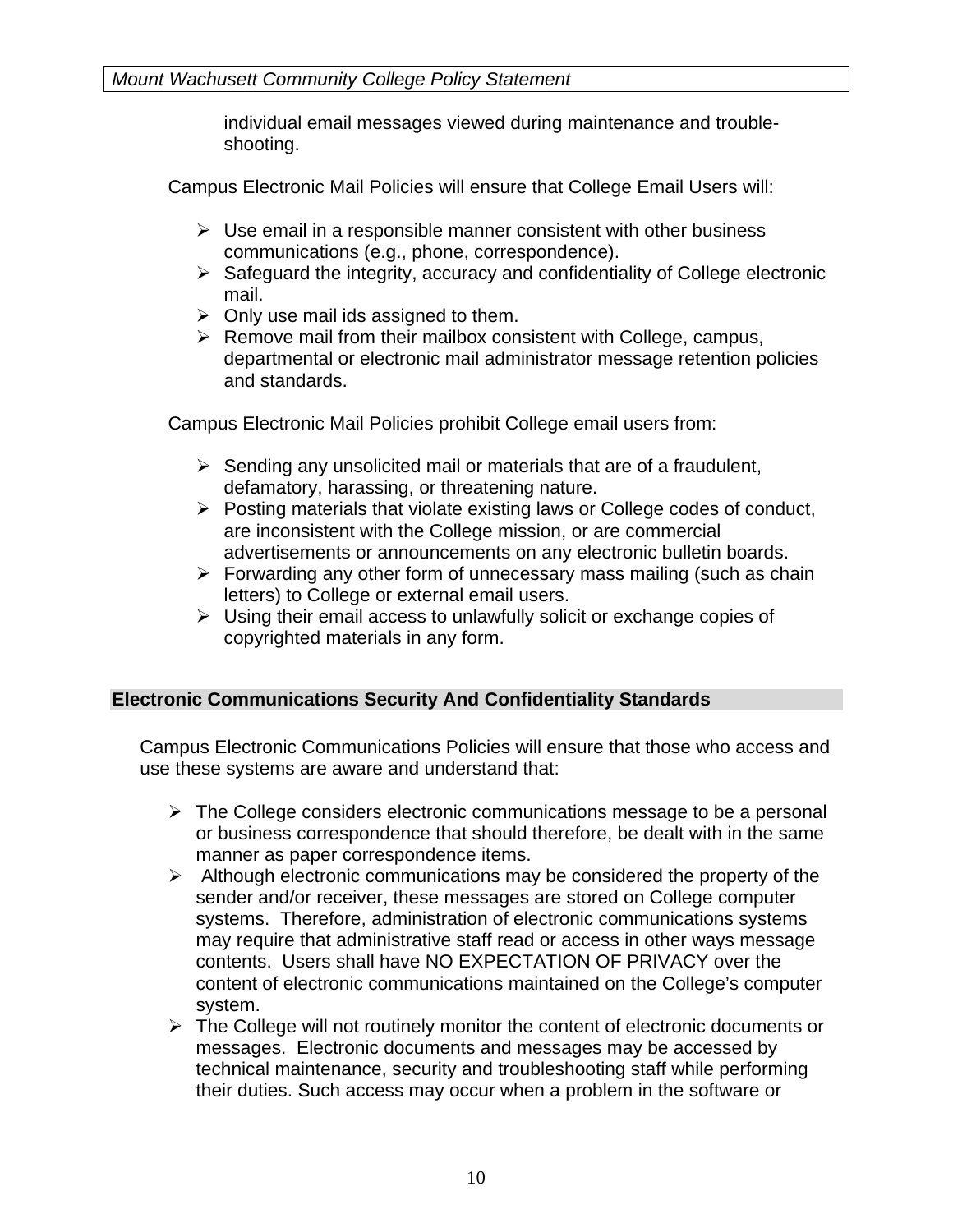individual email messages viewed during maintenance and trouble-shooting.

Campus Electronic Mail Policies will ensure that College Email Users will:

- Use email in a responsible manner consistent with other business communications (e.g., phone, correspondence).
- Safeguard the integrity, accuracy and confidentiality of College electronic mail.
- Only use mail ids assigned to them.
- Remove mail from their mailbox consistent with College, campus, departmental or electronic mail administrator message retention policies and standards.

Campus Electronic Mail Policies prohibit College email users from:

- Sending any unsolicited mail or materials that are of a fraudulent, defamatory, harassing, or threatening nature.
- Posting materials that violate existing laws or College codes of conduct, are inconsistent with the College mission, or are commercial advertisements or announcements on any electronic bulletin boards.
- Forwarding any other form of unnecessary mass mailing (such as chain letters) to College or external email users.
- Using their email access to unlawfully solicit or exchange copies of copyrighted materials in any form.

## Electronic Communications Security And Confidentiality Standards

Campus Electronic Communications Policies will ensure that those who access and use these systems are aware and understand that:

- The College considers electronic communications message to be a personal or business correspondence that should therefore, be dealt with in the same manner as paper correspondence items.
- Although electronic communications may be considered the property of the sender and/or receiver, these messages are stored on College computer systems. Therefore, administration of electronic communications systems may require that administrative staff read or access in other ways message contents. Users shall have NO EXPECTATION OF PRIVACY over the content of electronic communications maintained on the College's computer system.
- The College will not routinely monitor the content of electronic documents or messages. Electronic documents and messages may be accessed by technical maintenance, security and troubleshooting staff while performing their duties. Such access may occur when a problem in the software or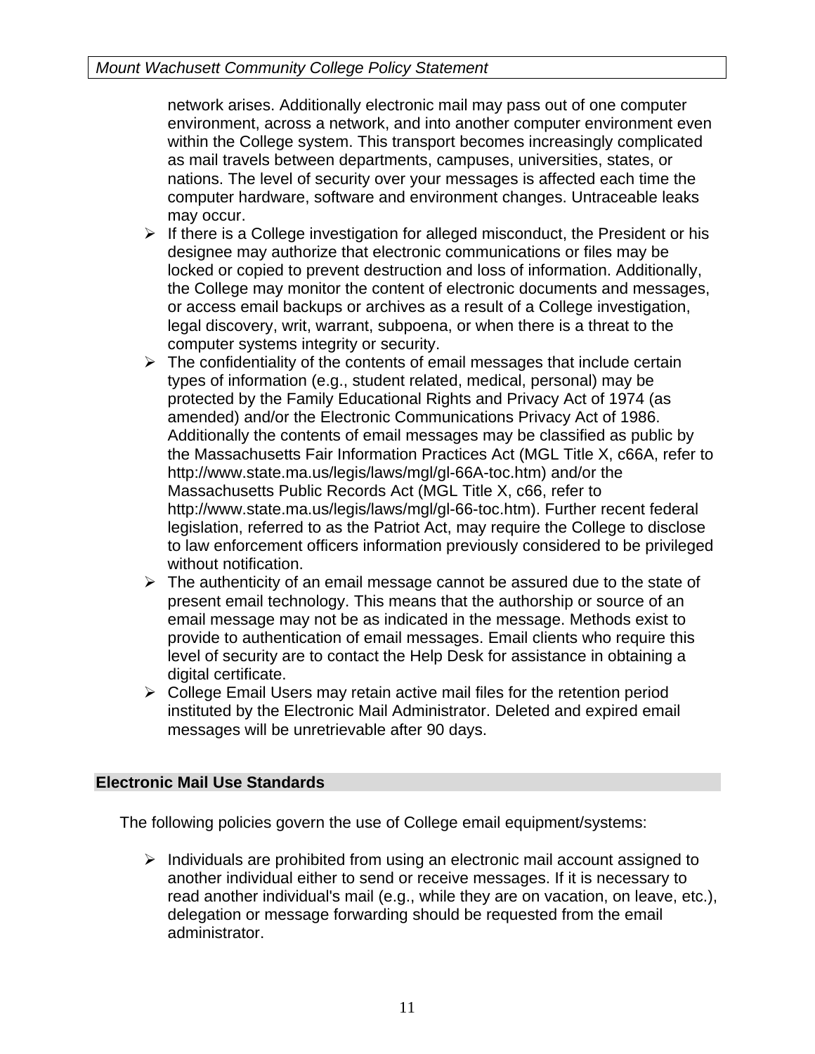network arises. Additionally electronic mail may pass out of one computer environment, across a network, and into another computer environment even within the College system. This transport becomes increasingly complicated as mail travels between departments, campuses, universities, states, or nations. The level of security over your messages is affected each time the computer hardware, software and environment changes. Untraceable leaks may occur.

- If there is a College investigation for alleged misconduct, the President or his designee may authorize that electronic communications or files may be locked or copied to prevent destruction and loss of information. Additionally, the College may monitor the content of electronic documents and messages, or access email backups or archives as a result of a College investigation, legal discovery, writ, warrant, subpoena, or when there is a threat to the computer systems integrity or security.
- The confidentiality of the contents of email messages that include certain types of information (e.g., student related, medical, personal) may be protected by the Family Educational Rights and Privacy Act of 1974 (as amended) and/or the Electronic Communications Privacy Act of 1986. Additionally the contents of email messages may be classified as public by the Massachusetts Fair Information Practices Act (MGL Title X, c66A, refer to http://www.state.ma.us/legis/laws/mgl/gl-66A-toc.htm) and/or the Massachusetts Public Records Act (MGL Title X, c66, refer to http://www.state.ma.us/legis/laws/mgl/gl-66-toc.htm). Further recent federal legislation, referred to as the Patriot Act, may require the College to disclose to law enforcement officers information previously considered to be privileged without notification.
- The authenticity of an email message cannot be assured due to the state of present email technology. This means that the authorship or source of an email message may not be as indicated in the message. Methods exist to provide to authentication of email messages. Email clients who require this level of security are to contact the Help Desk for assistance in obtaining a digital certificate.
- College Email Users may retain active mail files for the retention period instituted by the Electronic Mail Administrator. Deleted and expired email messages will be unretrievable after 90 days.

## Electronic Mail Use Standards

The following policies govern the use of College email equipment/systems:

- Individuals are prohibited from using an electronic mail account assigned to another individual either to send or receive messages. If it is necessary to read another individual's mail (e.g., while they are on vacation, on leave, etc.), delegation or message forwarding should be requested from the email administrator.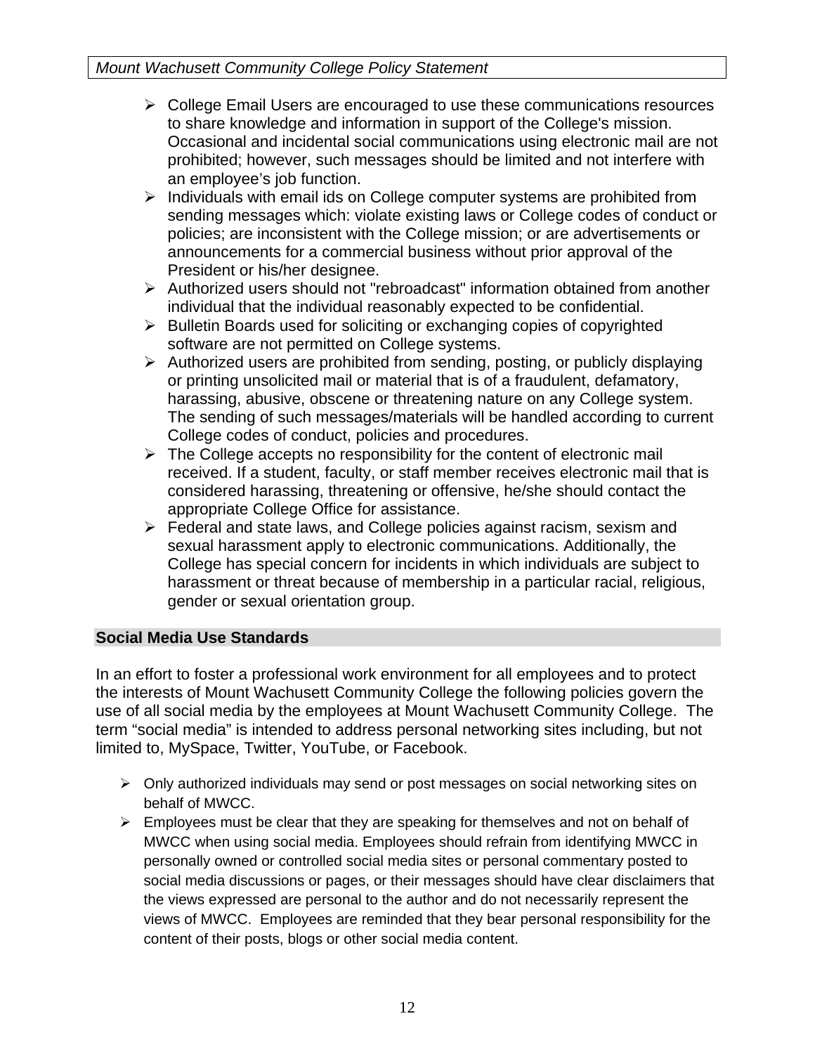- College Email Users are encouraged to use these communications resources to share knowledge and information in support of the College's mission. Occasional and incidental social communications using electronic mail are not prohibited; however, such messages should be limited and not interfere with an employee's job function.
- Individuals with email ids on College computer systems are prohibited from sending messages which: violate existing laws or College codes of conduct or policies; are inconsistent with the College mission; or are advertisements or announcements for a commercial business without prior approval of the President or his/her designee.
- Authorized users should not "rebroadcast" information obtained from another individual that the individual reasonably expected to be confidential.
- Bulletin Boards used for soliciting or exchanging copies of copyrighted software are not permitted on College systems.
- Authorized users are prohibited from sending, posting, or publicly displaying or printing unsolicited mail or material that is of a fraudulent, defamatory, harassing, abusive, obscene or threatening nature on any College system. The sending of such messages/materials will be handled according to current College codes of conduct, policies and procedures.
- The College accepts no responsibility for the content of electronic mail received. If a student, faculty, or staff member receives electronic mail that is considered harassing, threatening or offensive, he/she should contact the appropriate College Office for assistance.
- Federal and state laws, and College policies against racism, sexism and sexual harassment apply to electronic communications. Additionally, the College has special concern for incidents in which individuals are subject to harassment or threat because of membership in a particular racial, religious, gender or sexual orientation group.

## Social Media Use Standards

In an effort to foster a professional work environment for all employees and to protect the interests of Mount Wachusett Community College the following policies govern the use of all social media by the employees at Mount Wachusett Community College. The term "social media" is intended to address personal networking sites including, but not limited to, MySpace, Twitter, YouTube, or Facebook.

- Only authorized individuals may send or post messages on social networking sites on behalf of MWCC.
- Employees must be clear that they are speaking for themselves and not on behalf of MWCC when using social media. Employees should refrain from identifying MWCC in personally owned or controlled social media sites or personal commentary posted to social media discussions or pages, or their messages should have clear disclaimers that the views expressed are personal to the author and do not necessarily represent the views of MWCC. Employees are reminded that they bear personal responsibility for the content of their posts, blogs or other social media content.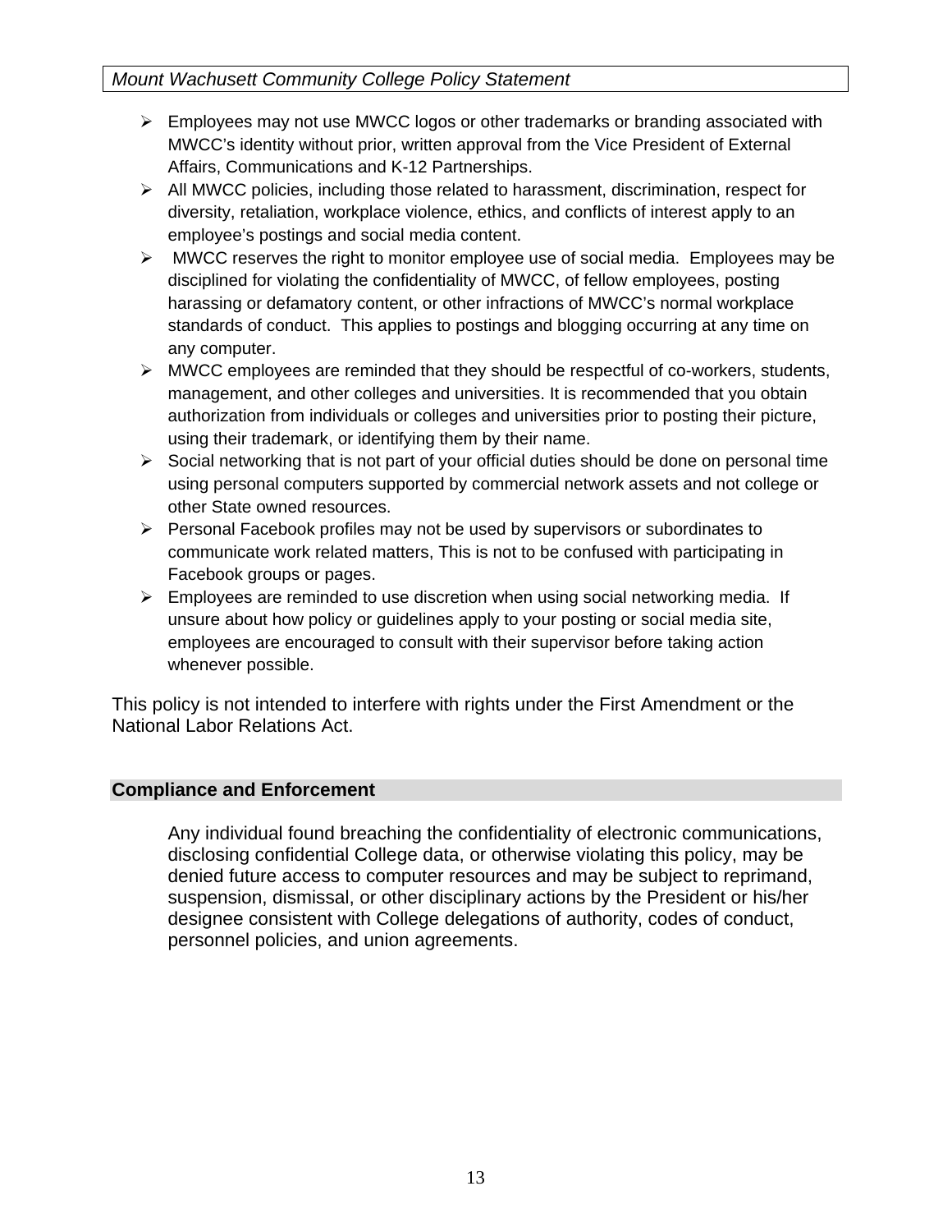- Employees may not use MWCC logos or other trademarks or branding associated with MWCC's identity without prior, written approval from the Vice President of External Affairs, Communications and K-12 Partnerships.
- All MWCC policies, including those related to harassment, discrimination, respect for diversity, retaliation, workplace violence, ethics, and conflicts of interest apply to an employee's postings and social media content.
- MWCC reserves the right to monitor employee use of social media. Employees may be disciplined for violating the confidentiality of MWCC, of fellow employees, posting harassing or defamatory content, or other infractions of MWCC's normal workplace standards of conduct. This applies to postings and blogging occurring at any time on any computer.
- MWCC employees are reminded that they should be respectful of co-workers, students, management, and other colleges and universities. It is recommended that you obtain authorization from individuals or colleges and universities prior to posting their picture, using their trademark, or identifying them by their name.
- Social networking that is not part of your official duties should be done on personal time using personal computers supported by commercial network assets and not college or other State owned resources.
- Personal Facebook profiles may not be used by supervisors or subordinates to communicate work related matters, This is not to be confused with participating in Facebook groups or pages.
- Employees are reminded to use discretion when using social networking media. If unsure about how policy or guidelines apply to your posting or social media site, employees are encouraged to consult with their supervisor before taking action whenever possible.

This policy is not intended to interfere with rights under the First Amendment or the National Labor Relations Act.

## Compliance and Enforcement

Any individual found breaching the confidentiality of electronic communications, disclosing confidential College data, or otherwise violating this policy, may be denied future access to computer resources and may be subject to reprimand, suspension, dismissal, or other disciplinary actions by the President or his/her designee consistent with College delegations of authority, codes of conduct, personnel policies, and union agreements.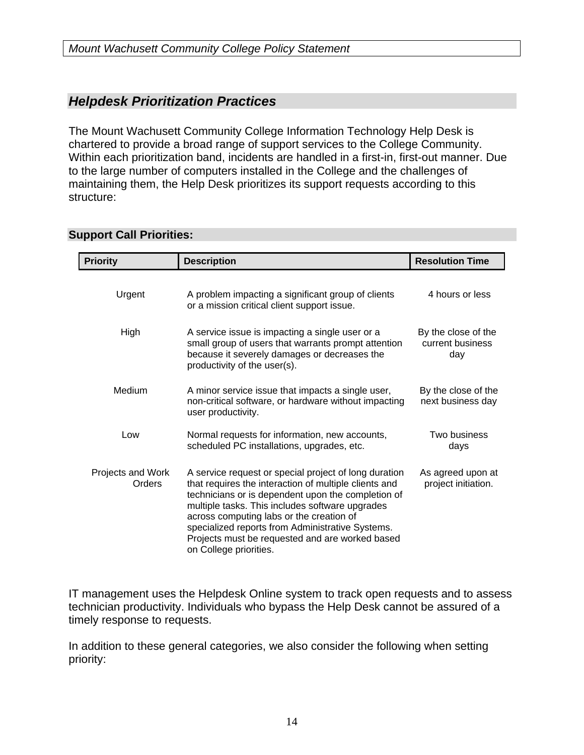*Mount Wachusett Community College Policy Statement*

## *Helpdesk Prioritization Practices*

The Mount Wachusett Community College Information Technology Help Desk is chartered to provide a broad range of support services to the College Community. Within each prioritization band, incidents are handled in a first-in, first-out manner. Due to the large number of computers installed in the College and the challenges of maintaining them, the Help Desk prioritizes its support requests according to this structure:

### Support Call Priorities:

| Priority | Description | Resolution Time |
|---|---|---|
| Urgent | A problem impacting a significant group of clients or a mission critical client support issue. | 4 hours or less |
| High | A service issue is impacting a single user or a small group of users that warrants prompt attention because it severely damages or decreases the productivity of the user(s). | By the close of the current business day |
| Medium | A minor service issue that impacts a single user, non-critical software, or hardware without impacting user productivity. | By the close of the next business day |
| Low | Normal requests for information, new accounts, scheduled PC installations, upgrades, etc. | Two business days |
| Projects and Work Orders | A service request or special project of long duration that requires the interaction of multiple clients and technicians or is dependent upon the completion of multiple tasks. This includes software upgrades across computing labs or the creation of specialized reports from Administrative Systems. Projects must be requested and are worked based on College priorities. | As agreed upon at project initiation. |

IT management uses the Helpdesk Online system to track open requests and to assess technician productivity. Individuals who bypass the Help Desk cannot be assured of a timely response to requests.

In addition to these general categories, we also consider the following when setting priority: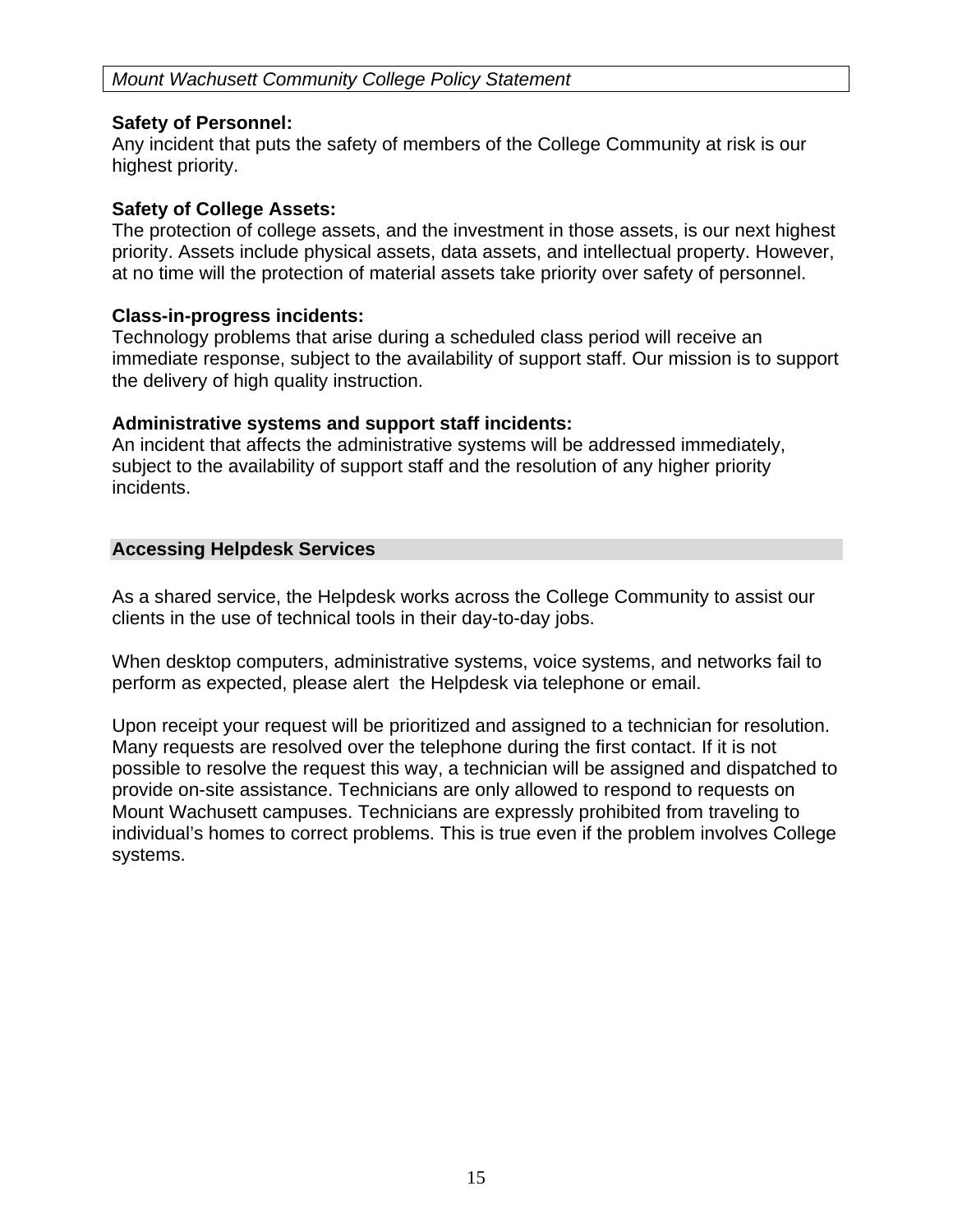*Mount Wachusett Community College Policy Statement*

**Safety of Personnel:**
Any incident that puts the safety of members of the College Community at risk is our highest priority.

**Safety of College Assets:**
The protection of college assets, and the investment in those assets, is our next highest priority. Assets include physical assets, data assets, and intellectual property. However, at no time will the protection of material assets take priority over safety of personnel.

**Class-in-progress incidents:**
Technology problems that arise during a scheduled class period will receive an immediate response, subject to the availability of support staff. Our mission is to support the delivery of high quality instruction.

**Administrative systems and support staff incidents:**
An incident that affects the administrative systems will be addressed immediately, subject to the availability of support staff and the resolution of any higher priority incidents.

## Accessing Helpdesk Services

As a shared service, the Helpdesk works across the College Community to assist our clients in the use of technical tools in their day-to-day jobs.

When desktop computers, administrative systems, voice systems, and networks fail to perform as expected, please alert the Helpdesk via telephone or email.

Upon receipt your request will be prioritized and assigned to a technician for resolution. Many requests are resolved over the telephone during the first contact. If it is not possible to resolve the request this way, a technician will be assigned and dispatched to provide on-site assistance. Technicians are only allowed to respond to requests on Mount Wachusett campuses. Technicians are expressly prohibited from traveling to individual's homes to correct problems. This is true even if the problem involves College systems.